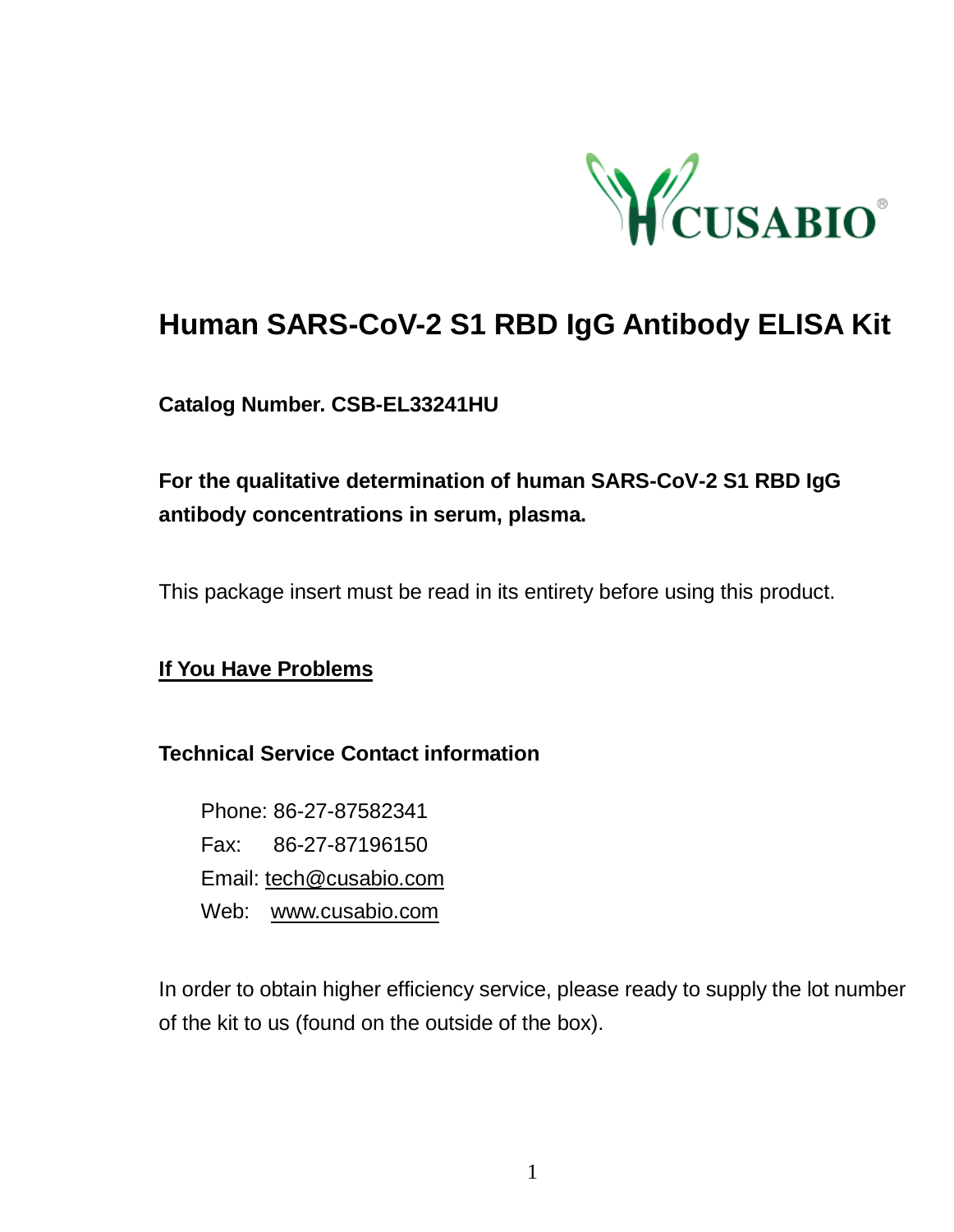# Human SARS-CoV-2 S1 RBD IgG Antibody ELISA Kit

**Catalog Number. CSB-EL33241HU**

**For the qualitative determination of human SARS-CoV-2 S1 RBD IgG antibody concentrations in serum, plasma.**

This package insert must be read in its entirety before using this product.

**If You Have Problems**

**Technical Service Contact information**

Phone: 86-27-87582341
Fax: 86-27-87196150
Email: tech@cusabio.com
Web: www.cusabio.com

In order to obtain higher efficiency service, please ready to supply the lot number of the kit to us (found on the outside of the box).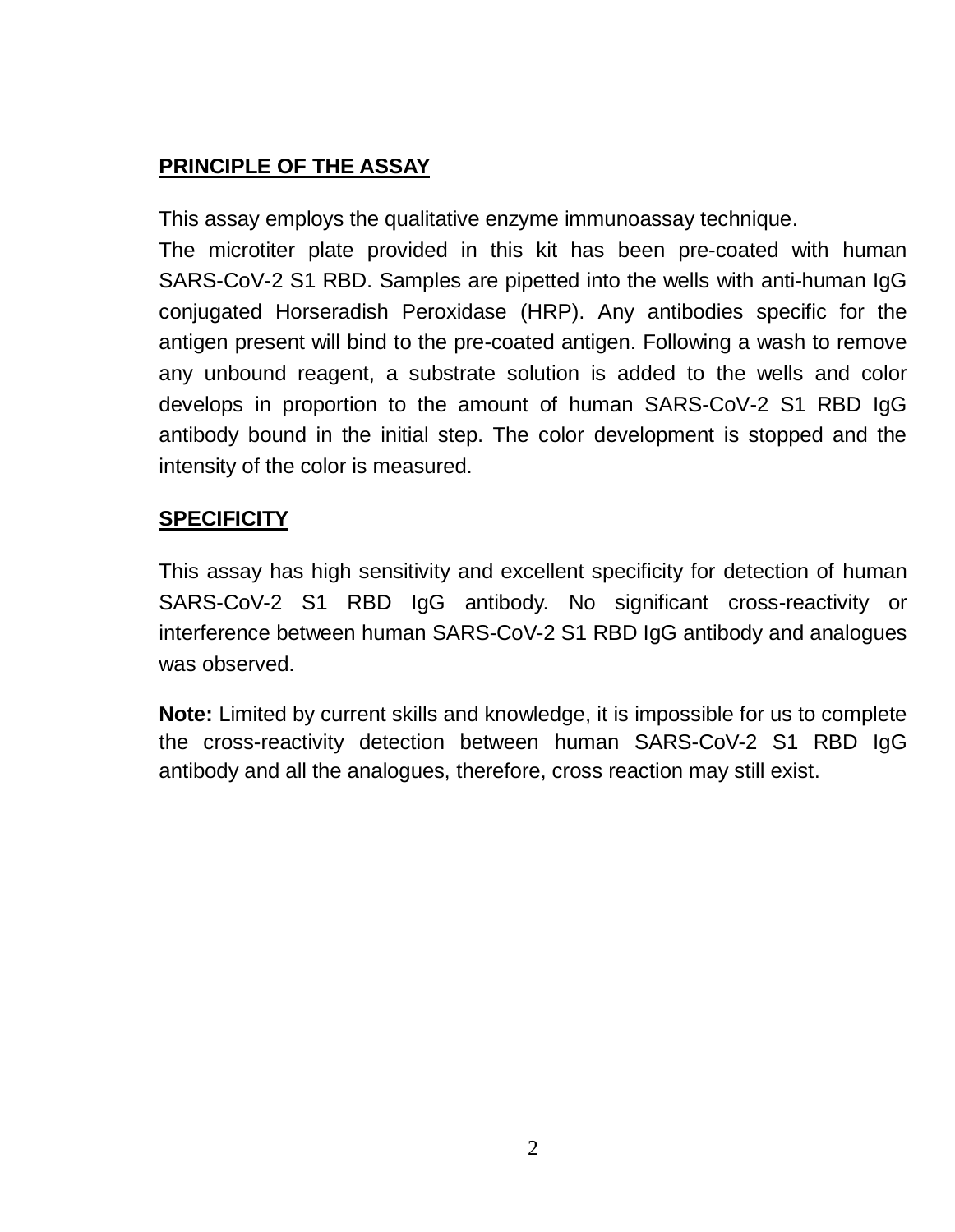## PRINCIPLE OF THE ASSAY

This assay employs the qualitative enzyme immunoassay technique.
The microtiter plate provided in this kit has been pre-coated with human SARS-CoV-2 S1 RBD. Samples are pipetted into the wells with anti-human IgG conjugated Horseradish Peroxidase (HRP). Any antibodies specific for the antigen present will bind to the pre-coated antigen. Following a wash to remove any unbound reagent, a substrate solution is added to the wells and color develops in proportion to the amount of human SARS-CoV-2 S1 RBD IgG antibody bound in the initial step. The color development is stopped and the intensity of the color is measured.

## SPECIFICITY

This assay has high sensitivity and excellent specificity for detection of human SARS-CoV-2 S1 RBD IgG antibody. No significant cross-reactivity or interference between human SARS-CoV-2 S1 RBD IgG antibody and analogues was observed.

**Note:** Limited by current skills and knowledge, it is impossible for us to complete the cross-reactivity detection between human SARS-CoV-2 S1 RBD IgG antibody and all the analogues, therefore, cross reaction may still exist.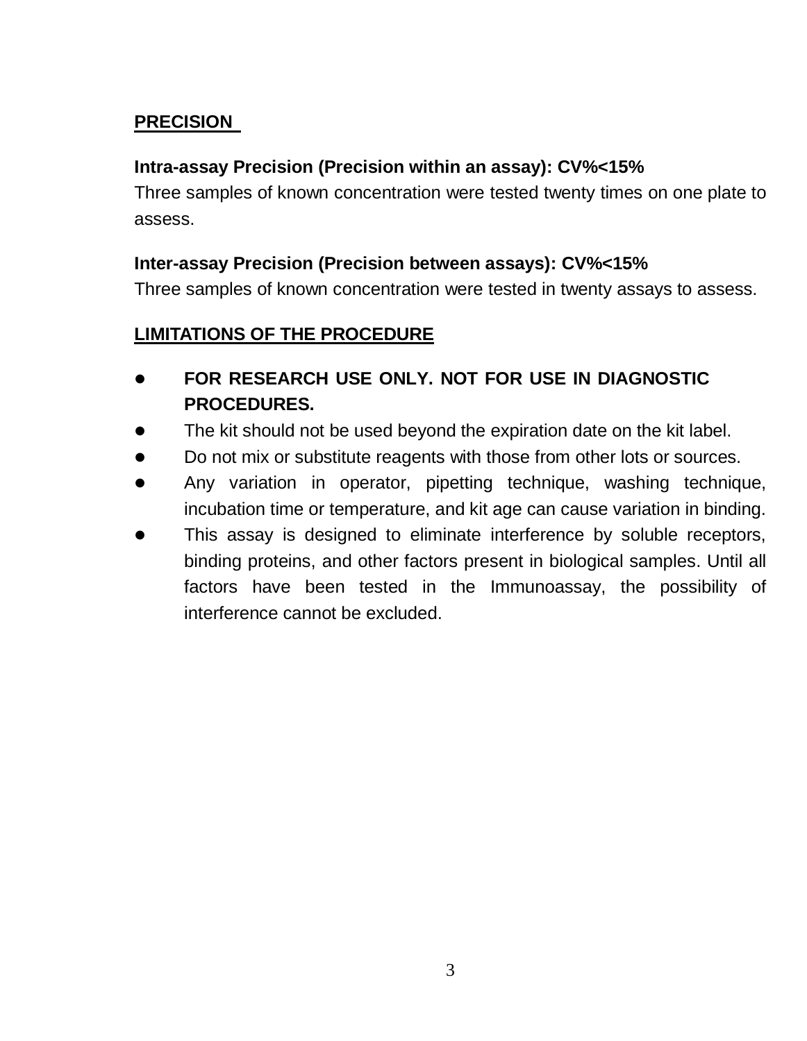## PRECISION

**Intra-assay Precision (Precision within an assay): CV%<15%**

Three samples of known concentration were tested twenty times on one plate to assess.

**Inter-assay Precision (Precision between assays): CV%<15%**

Three samples of known concentration were tested in twenty assays to assess.

## LIMITATIONS OF THE PROCEDURE

- **FOR RESEARCH USE ONLY. NOT FOR USE IN DIAGNOSTIC PROCEDURES.**
- The kit should not be used beyond the expiration date on the kit label.
- Do not mix or substitute reagents with those from other lots or sources.
- Any variation in operator, pipetting technique, washing technique, incubation time or temperature, and kit age can cause variation in binding.
- This assay is designed to eliminate interference by soluble receptors, binding proteins, and other factors present in biological samples. Until all factors have been tested in the Immunoassay, the possibility of interference cannot be excluded.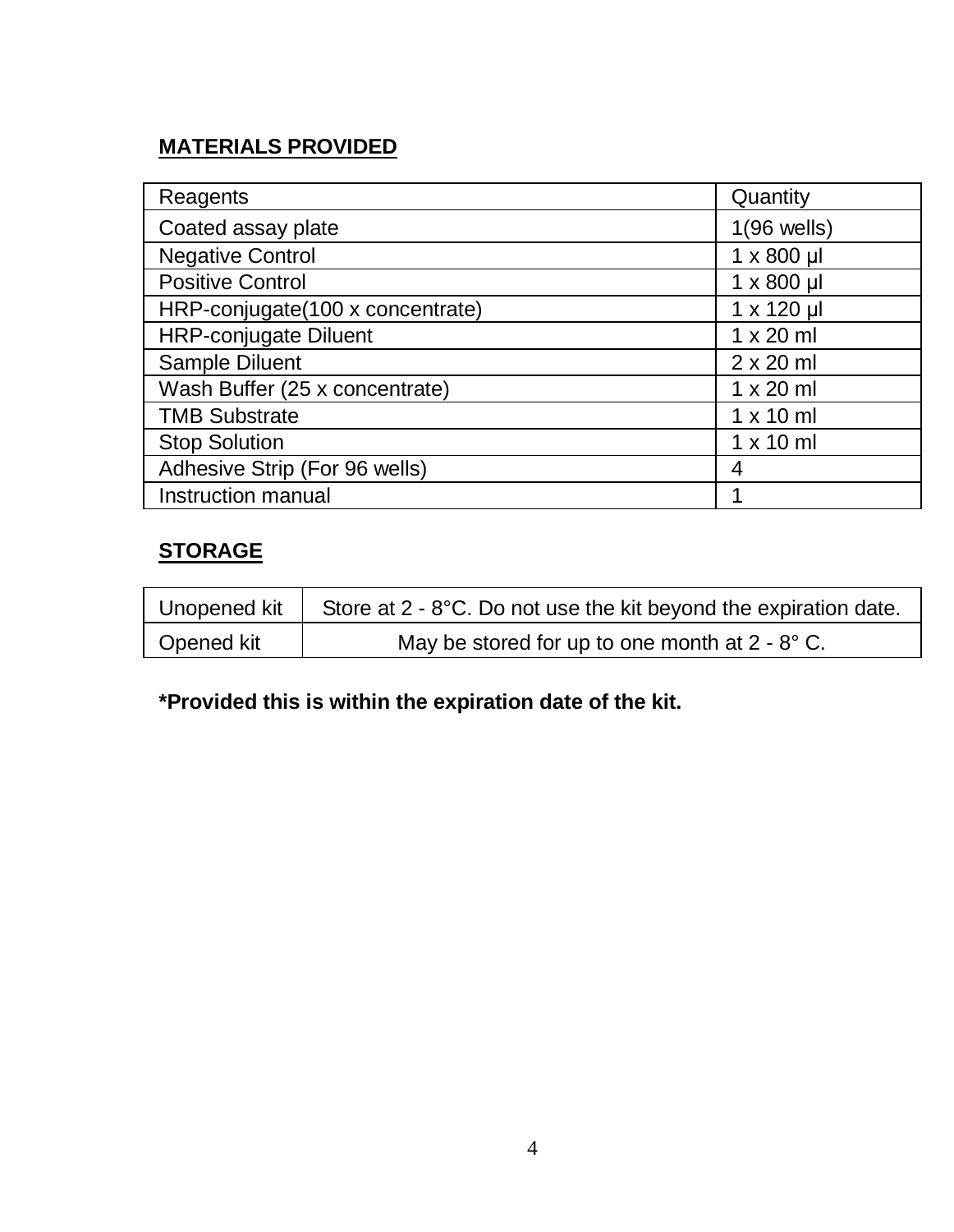## MATERIALS PROVIDED

| Reagents | Quantity |
|---|---|
| Coated assay plate | 1(96 wells) |
| Negative Control | 1 x 800 µl |
| Positive Control | 1 x 800 µl |
| HRP-conjugate(100 x concentrate) | 1 x 120 µl |
| HRP-conjugate Diluent | 1 x 20 ml |
| Sample Diluent | 2 x 20 ml |
| Wash Buffer (25 x concentrate) | 1 x 20 ml |
| TMB Substrate | 1 x 10 ml |
| Stop Solution | 1 x 10 ml |
| Adhesive Strip (For 96 wells) | 4 |
| Instruction manual | 1 |

## STORAGE

| | |
|---|---|
| Unopened kit | Store at 2 - 8°C. Do not use the kit beyond the expiration date. |
| Opened kit | May be stored for up to one month at 2 - 8° C. |

**\*Provided this is within the expiration date of the kit.**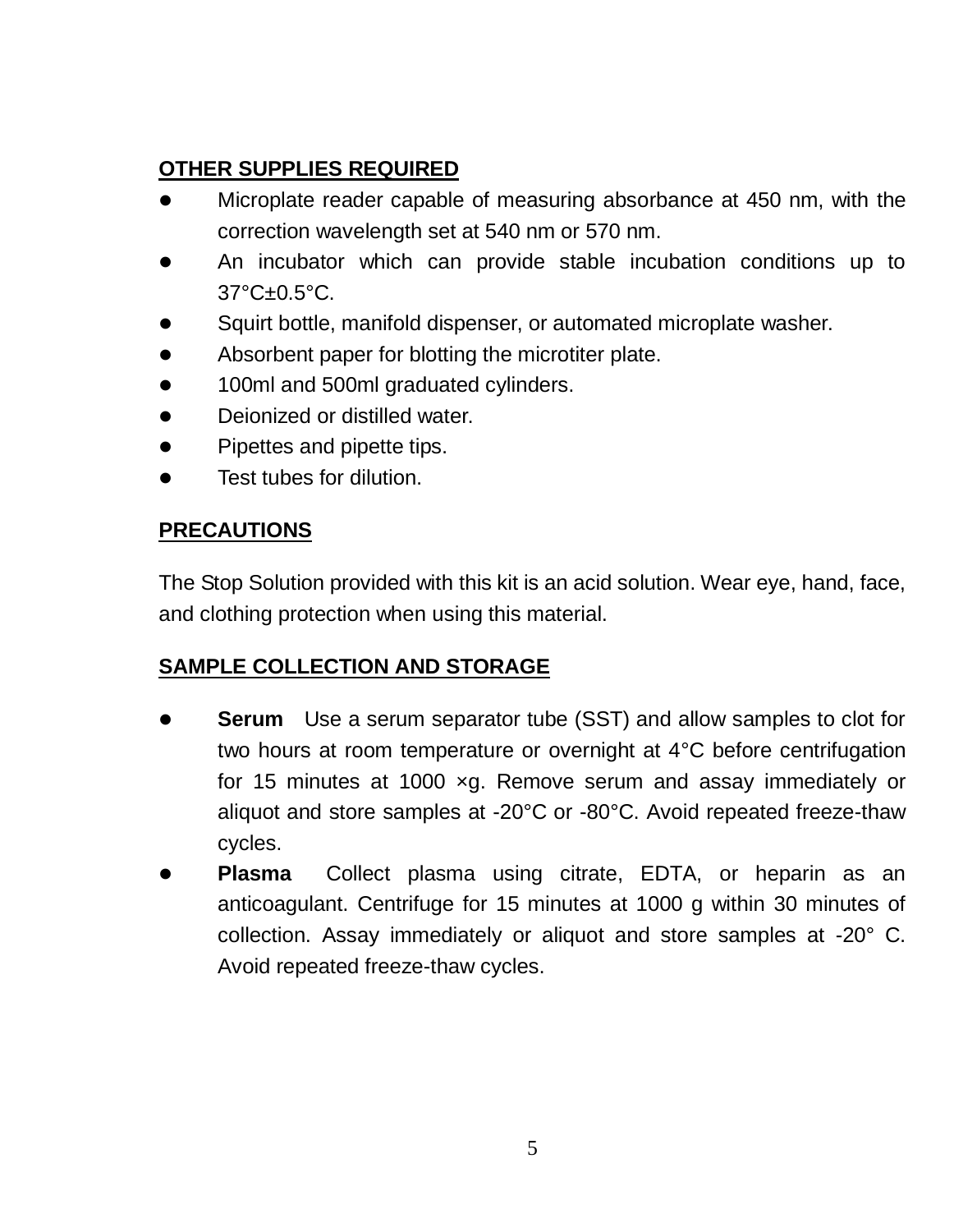## OTHER SUPPLIES REQUIRED

- Microplate reader capable of measuring absorbance at 450 nm, with the correction wavelength set at 540 nm or 570 nm.
- An incubator which can provide stable incubation conditions up to 37°C±0.5°C.
- Squirt bottle, manifold dispenser, or automated microplate washer.
- Absorbent paper for blotting the microtiter plate.
- 100ml and 500ml graduated cylinders.
- Deionized or distilled water.
- Pipettes and pipette tips.
- Test tubes for dilution.

## PRECAUTIONS

The Stop Solution provided with this kit is an acid solution. Wear eye, hand, face, and clothing protection when using this material.

## SAMPLE COLLECTION AND STORAGE

- **Serum** Use a serum separator tube (SST) and allow samples to clot for two hours at room temperature or overnight at 4°C before centrifugation for 15 minutes at 1000 ×g. Remove serum and assay immediately or aliquot and store samples at -20°C or -80°C. Avoid repeated freeze-thaw cycles.
- **Plasma** Collect plasma using citrate, EDTA, or heparin as an anticoagulant. Centrifuge for 15 minutes at 1000 g within 30 minutes of collection. Assay immediately or aliquot and store samples at -20° C. Avoid repeated freeze-thaw cycles.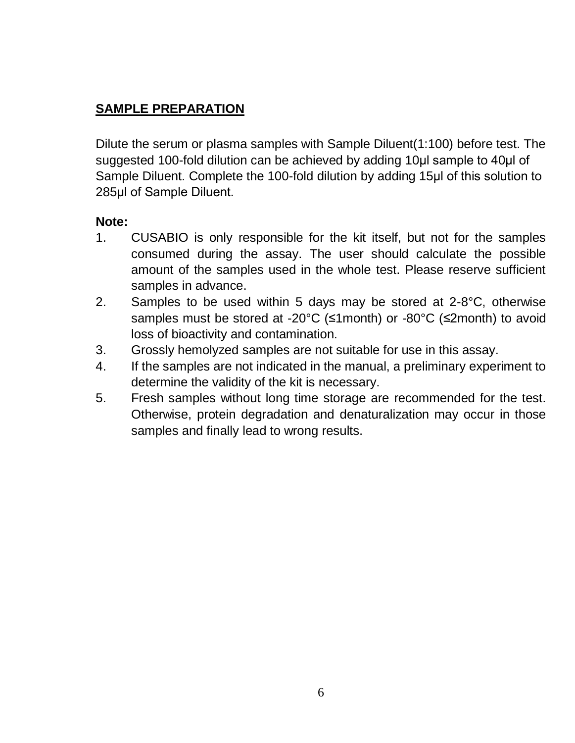## SAMPLE PREPARATION

Dilute the serum or plasma samples with Sample Diluent(1:100) before test. The suggested 100-fold dilution can be achieved by adding 10μl sample to 40μl of Sample Diluent. Complete the 100-fold dilution by adding 15μl of this solution to 285μl of Sample Diluent.

**Note:**

1. CUSABIO is only responsible for the kit itself, but not for the samples consumed during the assay. The user should calculate the possible amount of the samples used in the whole test. Please reserve sufficient samples in advance.
2. Samples to be used within 5 days may be stored at 2-8°C, otherwise samples must be stored at -20°C (≤1month) or -80°C (≤2month) to avoid loss of bioactivity and contamination.
3. Grossly hemolyzed samples are not suitable for use in this assay.
4. If the samples are not indicated in the manual, a preliminary experiment to determine the validity of the kit is necessary.
5. Fresh samples without long time storage are recommended for the test. Otherwise, protein degradation and denaturalization may occur in those samples and finally lead to wrong results.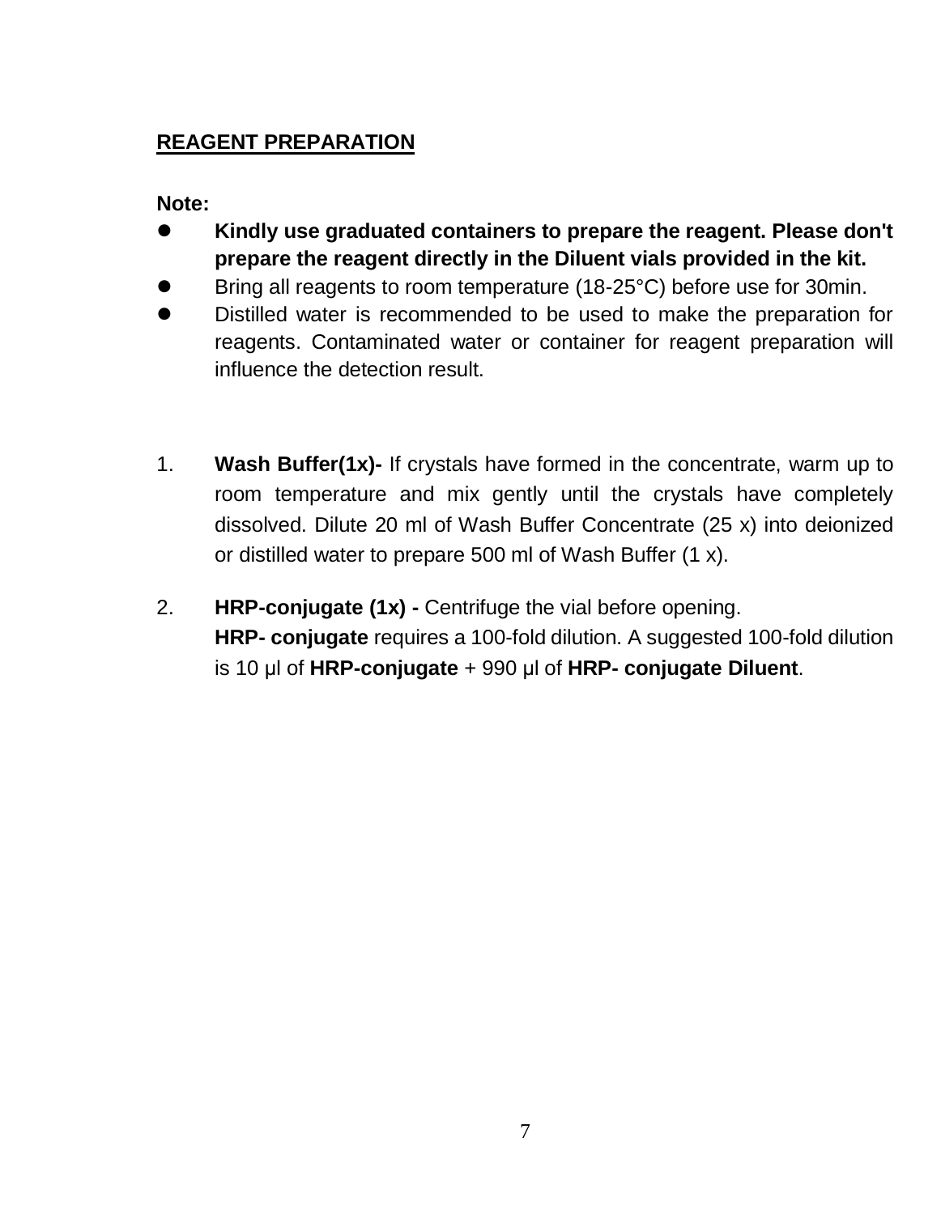## REAGENT PREPARATION

**Note:**

- **Kindly use graduated containers to prepare the reagent. Please don't prepare the reagent directly in the Diluent vials provided in the kit.**
- Bring all reagents to room temperature (18-25°C) before use for 30min.
- Distilled water is recommended to be used to make the preparation for reagents. Contaminated water or container for reagent preparation will influence the detection result.

1. **Wash Buffer(1x)-** If crystals have formed in the concentrate, warm up to room temperature and mix gently until the crystals have completely dissolved. Dilute 20 ml of Wash Buffer Concentrate (25 x) into deionized or distilled water to prepare 500 ml of Wash Buffer (1 x).

2. **HRP-conjugate (1x) -** Centrifuge the vial before opening.
   **HRP- conjugate** requires a 100-fold dilution. A suggested 100-fold dilution is 10 μl of **HRP-conjugate** + 990 μl of **HRP- conjugate Diluent**.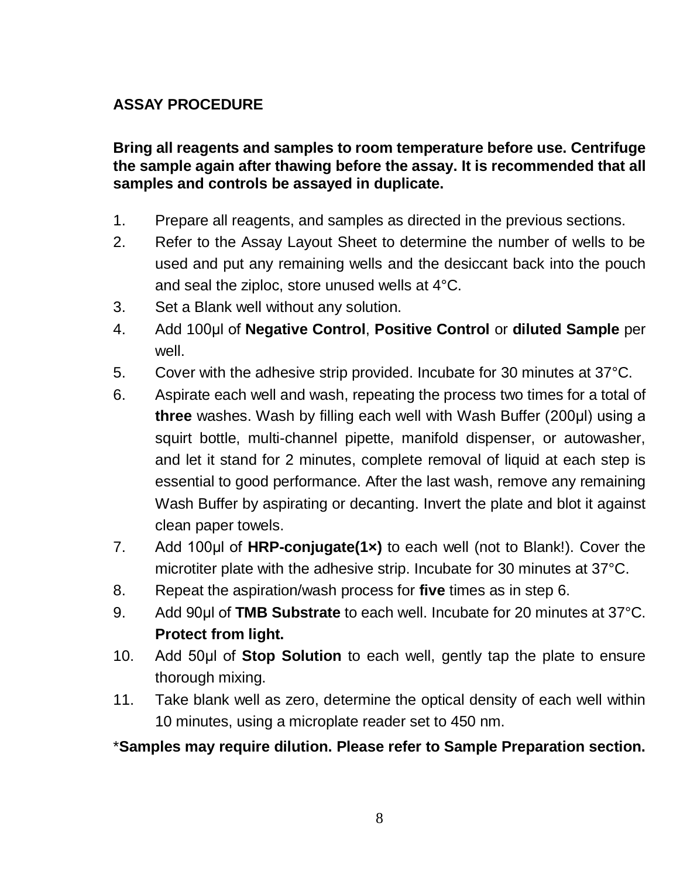## ASSAY PROCEDURE

**Bring all reagents and samples to room temperature before use. Centrifuge the sample again after thawing before the assay. It is recommended that all samples and controls be assayed in duplicate.**

1. Prepare all reagents, and samples as directed in the previous sections.
2. Refer to the Assay Layout Sheet to determine the number of wells to be used and put any remaining wells and the desiccant back into the pouch and seal the ziploc, store unused wells at 4°C.
3. Set a Blank well without any solution.
4. Add 100μl of **Negative Control**, **Positive Control** or **diluted Sample** per well.
5. Cover with the adhesive strip provided. Incubate for 30 minutes at 37°C.
6. Aspirate each well and wash, repeating the process two times for a total of **three** washes. Wash by filling each well with Wash Buffer (200μl) using a squirt bottle, multi-channel pipette, manifold dispenser, or autowasher, and let it stand for 2 minutes, complete removal of liquid at each step is essential to good performance. After the last wash, remove any remaining Wash Buffer by aspirating or decanting. Invert the plate and blot it against clean paper towels.
7. Add 100μl of **HRP-conjugate(1×)** to each well (not to Blank!). Cover the microtiter plate with the adhesive strip. Incubate for 30 minutes at 37°C.
8. Repeat the aspiration/wash process for **five** times as in step 6.
9. Add 90μl of **TMB Substrate** to each well. Incubate for 20 minutes at 37°C. **Protect from light.**
10. Add 50μl of **Stop Solution** to each well, gently tap the plate to ensure thorough mixing.
11. Take blank well as zero, determine the optical density of each well within 10 minutes, using a microplate reader set to 450 nm.

\***Samples may require dilution. Please refer to Sample Preparation section.**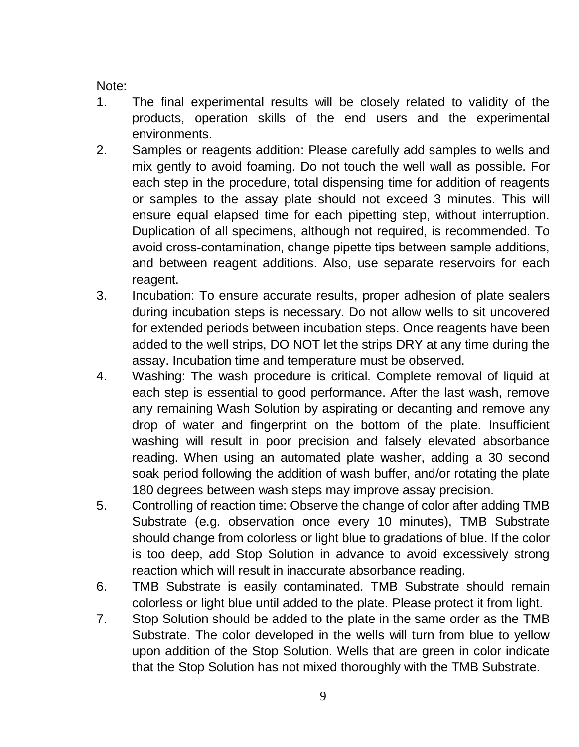Note:

1. The final experimental results will be closely related to validity of the products, operation skills of the end users and the experimental environments.
2. Samples or reagents addition: Please carefully add samples to wells and mix gently to avoid foaming. Do not touch the well wall as possible. For each step in the procedure, total dispensing time for addition of reagents or samples to the assay plate should not exceed 3 minutes. This will ensure equal elapsed time for each pipetting step, without interruption. Duplication of all specimens, although not required, is recommended. To avoid cross-contamination, change pipette tips between sample additions, and between reagent additions. Also, use separate reservoirs for each reagent.
3. Incubation: To ensure accurate results, proper adhesion of plate sealers during incubation steps is necessary. Do not allow wells to sit uncovered for extended periods between incubation steps. Once reagents have been added to the well strips, DO NOT let the strips DRY at any time during the assay. Incubation time and temperature must be observed.
4. Washing: The wash procedure is critical. Complete removal of liquid at each step is essential to good performance. After the last wash, remove any remaining Wash Solution by aspirating or decanting and remove any drop of water and fingerprint on the bottom of the plate. Insufficient washing will result in poor precision and falsely elevated absorbance reading. When using an automated plate washer, adding a 30 second soak period following the addition of wash buffer, and/or rotating the plate 180 degrees between wash steps may improve assay precision.
5. Controlling of reaction time: Observe the change of color after adding TMB Substrate (e.g. observation once every 10 minutes), TMB Substrate should change from colorless or light blue to gradations of blue. If the color is too deep, add Stop Solution in advance to avoid excessively strong reaction which will result in inaccurate absorbance reading.
6. TMB Substrate is easily contaminated. TMB Substrate should remain colorless or light blue until added to the plate. Please protect it from light.
7. Stop Solution should be added to the plate in the same order as the TMB Substrate. The color developed in the wells will turn from blue to yellow upon addition of the Stop Solution. Wells that are green in color indicate that the Stop Solution has not mixed thoroughly with the TMB Substrate.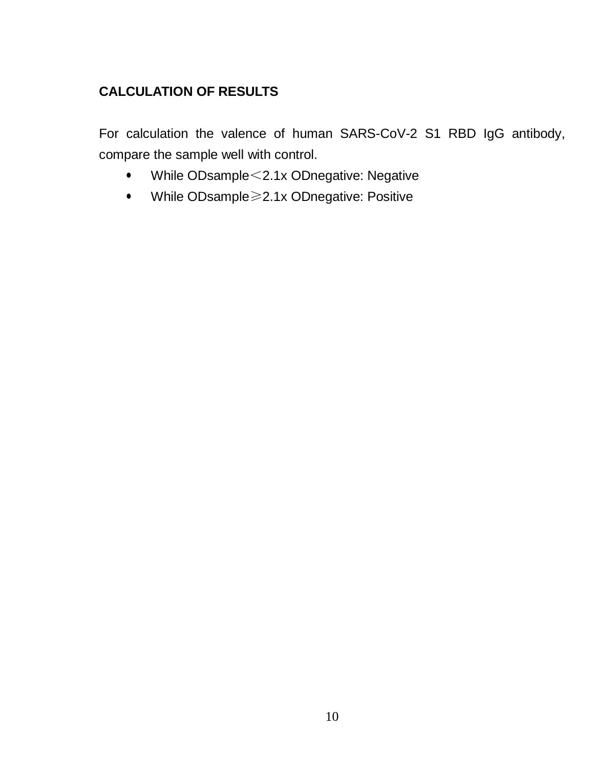## CALCULATION OF RESULTS

For calculation the valence of human SARS-CoV-2 S1 RBD IgG antibody, compare the sample well with control.

- While ODsample＜2.1x ODnegative: Negative
- While ODsample≥2.1x ODnegative: Positive